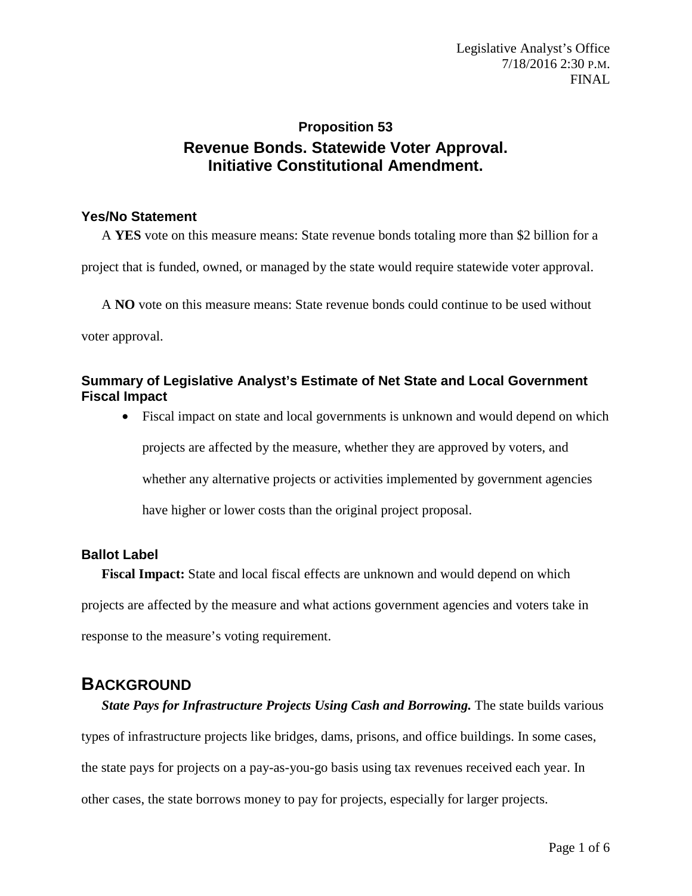Legislative Analyst's Office
7/18/2016 2:30 P.M.
FINAL

# Proposition 53

## Revenue Bonds. Statewide Voter Approval. Initiative Constitutional Amendment.

### Yes/No Statement

A **YES** vote on this measure means: State revenue bonds totaling more than $2 billion for a project that is funded, owned, or managed by the state would require statewide voter approval.

A **NO** vote on this measure means: State revenue bonds could continue to be used without voter approval.

### Summary of Legislative Analyst's Estimate of Net State and Local Government Fiscal Impact

- Fiscal impact on state and local governments is unknown and would depend on which projects are affected by the measure, whether they are approved by voters, and whether any alternative projects or activities implemented by government agencies have higher or lower costs than the original project proposal.

### Ballot Label

**Fiscal Impact:** State and local fiscal effects are unknown and would depend on which projects are affected by the measure and what actions government agencies and voters take in response to the measure's voting requirement.

## BACKGROUND

***State Pays for Infrastructure Projects Using Cash and Borrowing.*** The state builds various types of infrastructure projects like bridges, dams, prisons, and office buildings. In some cases, the state pays for projects on a pay-as-you-go basis using tax revenues received each year. In other cases, the state borrows money to pay for projects, especially for larger projects.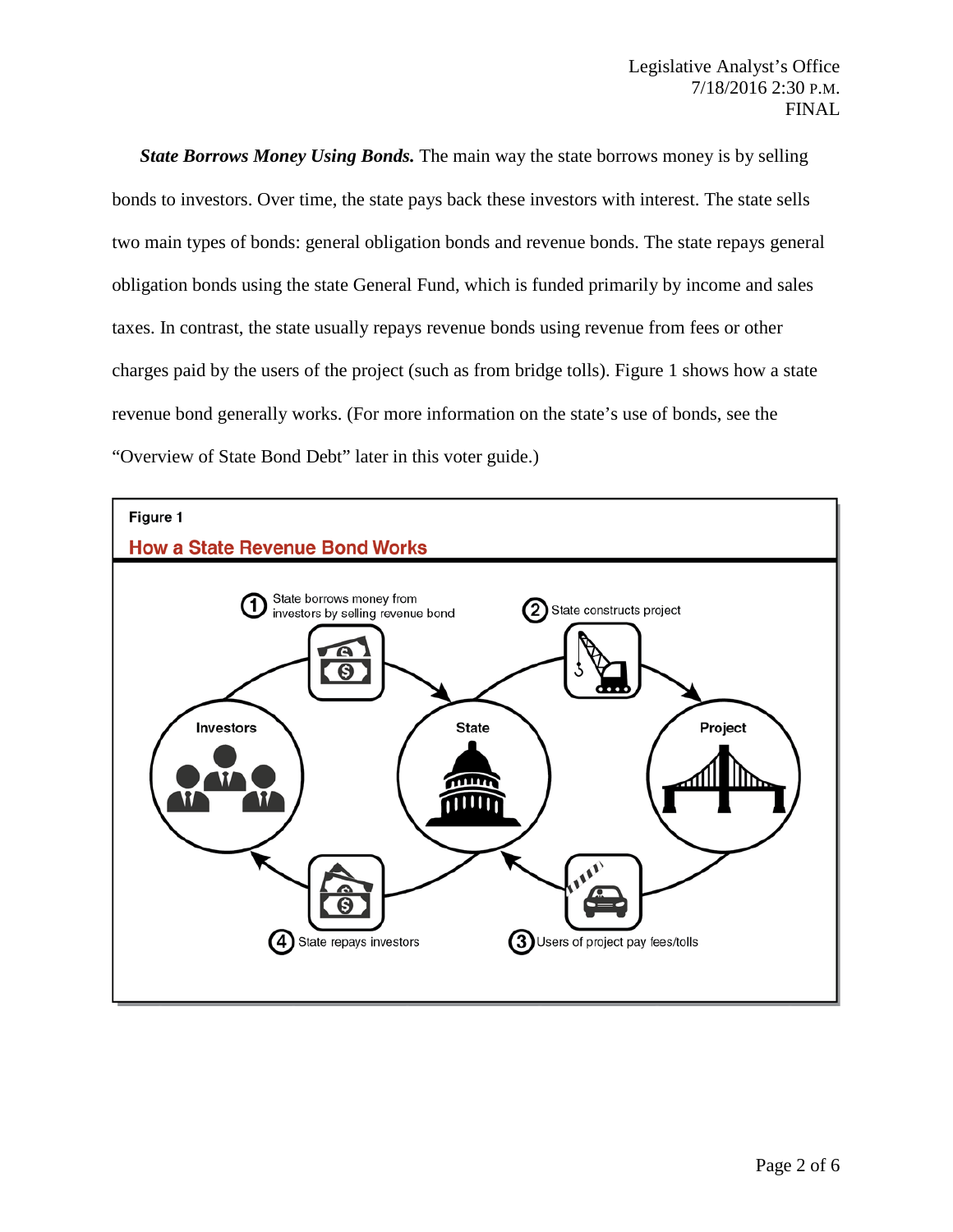***State Borrows Money Using Bonds.*** The main way the state borrows money is by selling bonds to investors. Over time, the state pays back these investors with interest. The state sells two main types of bonds: general obligation bonds and revenue bonds. The state repays general obligation bonds using the state General Fund, which is funded primarily by income and sales taxes. In contrast, the state usually repays revenue bonds using revenue from fees or other charges paid by the users of the project (such as from bridge tolls). Figure 1 shows how a state revenue bond generally works. (For more information on the state's use of bonds, see the "Overview of State Bond Debt" later in this voter guide.)

**Figure 1**

**How a State Revenue Bond Works**

Investors

State

Project

1. State borrows money from investors by selling revenue bond
2. State constructs project
3. Users of project pay fees/tolls
4. State repays investors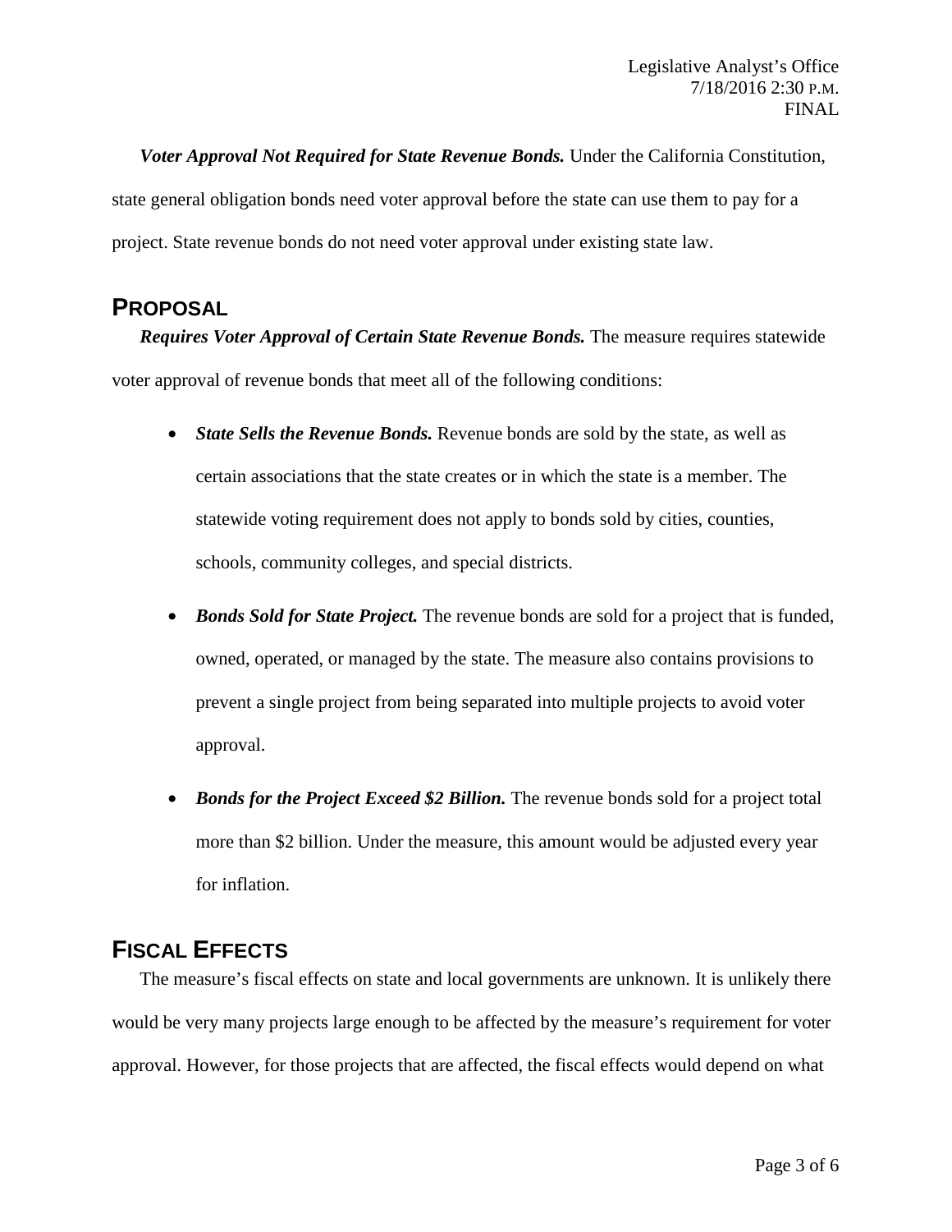***Voter Approval Not Required for State Revenue Bonds.*** Under the California Constitution, state general obligation bonds need voter approval before the state can use them to pay for a project. State revenue bonds do not need voter approval under existing state law.

## PROPOSAL

***Requires Voter Approval of Certain State Revenue Bonds.*** The measure requires statewide voter approval of revenue bonds that meet all of the following conditions:

- ***State Sells the Revenue Bonds.*** Revenue bonds are sold by the state, as well as certain associations that the state creates or in which the state is a member. The statewide voting requirement does not apply to bonds sold by cities, counties, schools, community colleges, and special districts.
- ***Bonds Sold for State Project.*** The revenue bonds are sold for a project that is funded, owned, operated, or managed by the state. The measure also contains provisions to prevent a single project from being separated into multiple projects to avoid voter approval.
- ***Bonds for the Project Exceed $2 Billion.*** The revenue bonds sold for a project total more than $2 billion. Under the measure, this amount would be adjusted every year for inflation.

## FISCAL EFFECTS

The measure's fiscal effects on state and local governments are unknown. It is unlikely there would be very many projects large enough to be affected by the measure's requirement for voter approval. However, for those projects that are affected, the fiscal effects would depend on what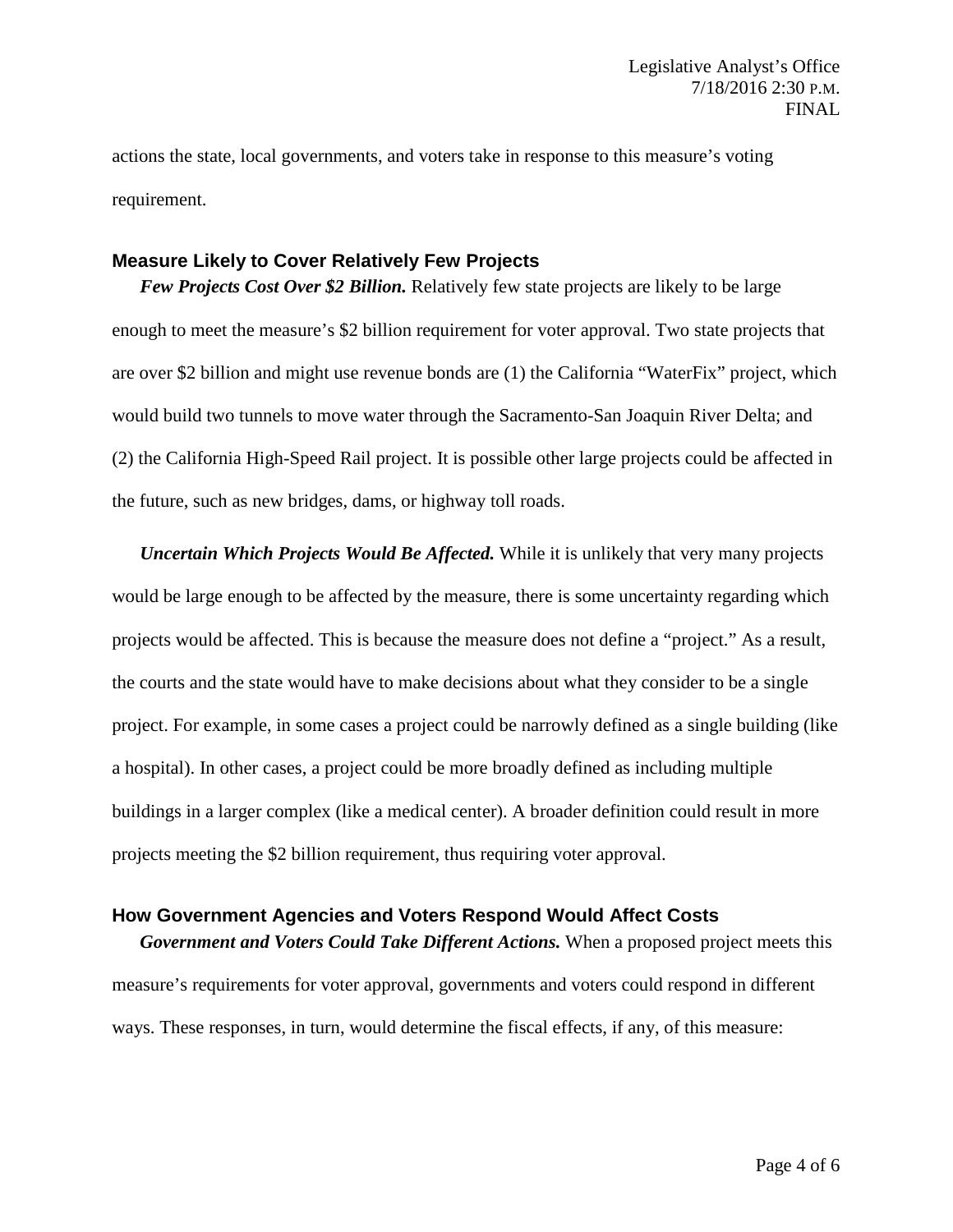actions the state, local governments, and voters take in response to this measure's voting requirement.

### Measure Likely to Cover Relatively Few Projects

***Few Projects Cost Over $2 Billion.*** Relatively few state projects are likely to be large enough to meet the measure's $2 billion requirement for voter approval. Two state projects that are over $2 billion and might use revenue bonds are (1) the California "WaterFix" project, which would build two tunnels to move water through the Sacramento-San Joaquin River Delta; and (2) the California High-Speed Rail project. It is possible other large projects could be affected in the future, such as new bridges, dams, or highway toll roads.

***Uncertain Which Projects Would Be Affected.*** While it is unlikely that very many projects would be large enough to be affected by the measure, there is some uncertainty regarding which projects would be affected. This is because the measure does not define a "project." As a result, the courts and the state would have to make decisions about what they consider to be a single project. For example, in some cases a project could be narrowly defined as a single building (like a hospital). In other cases, a project could be more broadly defined as including multiple buildings in a larger complex (like a medical center). A broader definition could result in more projects meeting the $2 billion requirement, thus requiring voter approval.

### How Government Agencies and Voters Respond Would Affect Costs

***Government and Voters Could Take Different Actions.*** When a proposed project meets this measure's requirements for voter approval, governments and voters could respond in different ways. These responses, in turn, would determine the fiscal effects, if any, of this measure: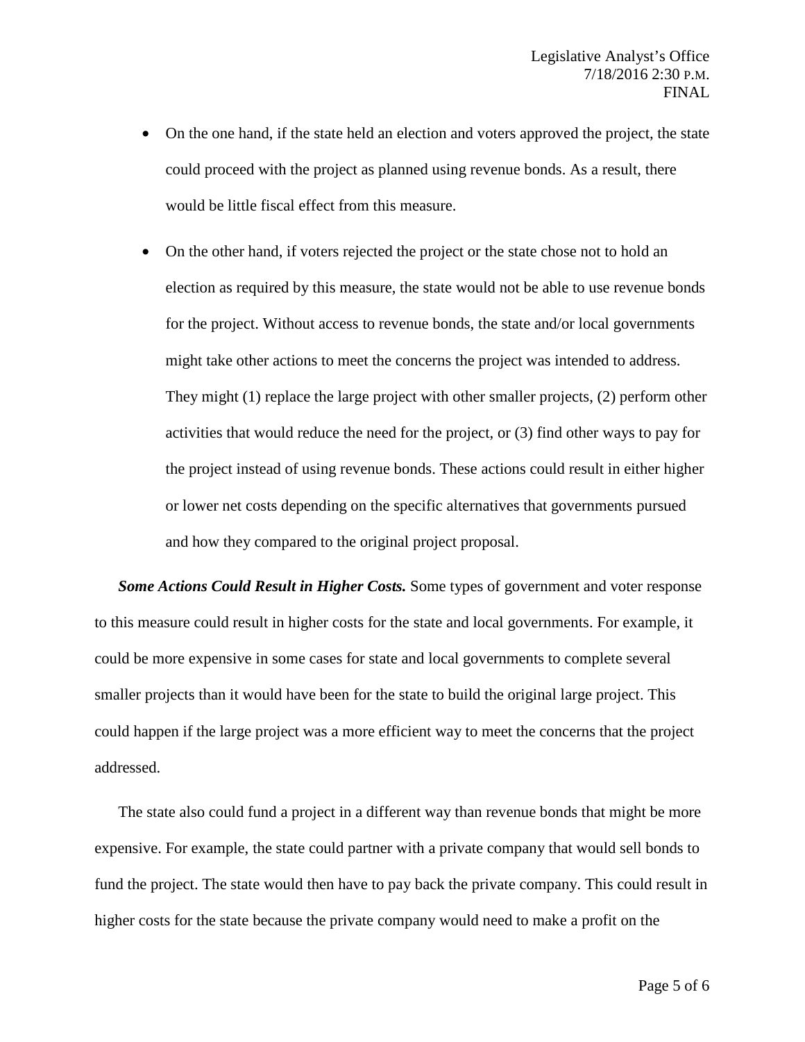- On the one hand, if the state held an election and voters approved the project, the state could proceed with the project as planned using revenue bonds. As a result, there would be little fiscal effect from this measure.
- On the other hand, if voters rejected the project or the state chose not to hold an election as required by this measure, the state would not be able to use revenue bonds for the project. Without access to revenue bonds, the state and/or local governments might take other actions to meet the concerns the project was intended to address. They might (1) replace the large project with other smaller projects, (2) perform other activities that would reduce the need for the project, or (3) find other ways to pay for the project instead of using revenue bonds. These actions could result in either higher or lower net costs depending on the specific alternatives that governments pursued and how they compared to the original project proposal.

***Some Actions Could Result in Higher Costs.*** Some types of government and voter response to this measure could result in higher costs for the state and local governments. For example, it could be more expensive in some cases for state and local governments to complete several smaller projects than it would have been for the state to build the original large project. This could happen if the large project was a more efficient way to meet the concerns that the project addressed.

The state also could fund a project in a different way than revenue bonds that might be more expensive. For example, the state could partner with a private company that would sell bonds to fund the project. The state would then have to pay back the private company. This could result in higher costs for the state because the private company would need to make a profit on the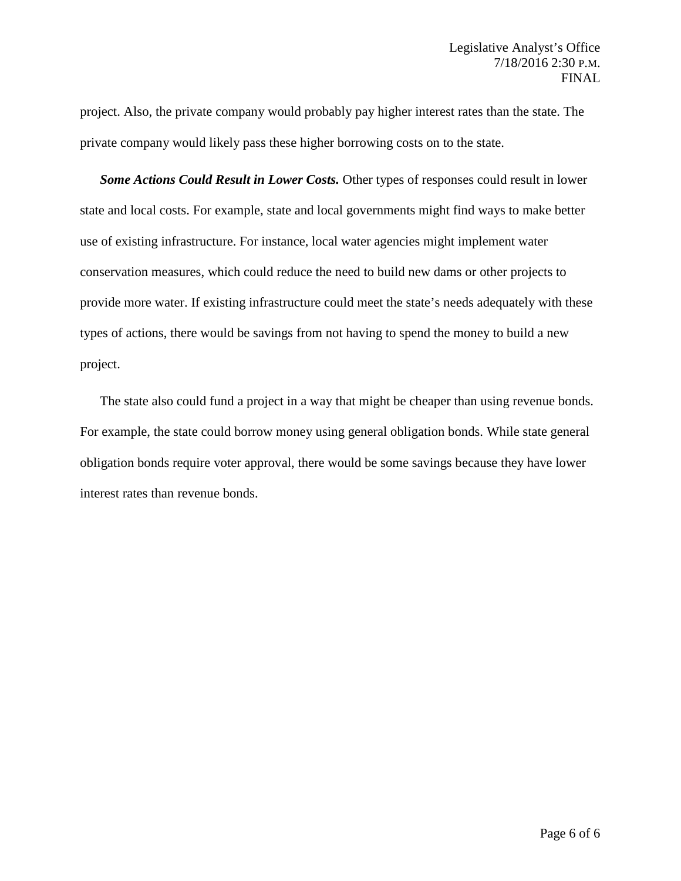project. Also, the private company would probably pay higher interest rates than the state. The private company would likely pass these higher borrowing costs on to the state.

***Some Actions Could Result in Lower Costs.*** Other types of responses could result in lower state and local costs. For example, state and local governments might find ways to make better use of existing infrastructure. For instance, local water agencies might implement water conservation measures, which could reduce the need to build new dams or other projects to provide more water. If existing infrastructure could meet the state's needs adequately with these types of actions, there would be savings from not having to spend the money to build a new project.

The state also could fund a project in a way that might be cheaper than using revenue bonds. For example, the state could borrow money using general obligation bonds. While state general obligation bonds require voter approval, there would be some savings because they have lower interest rates than revenue bonds.